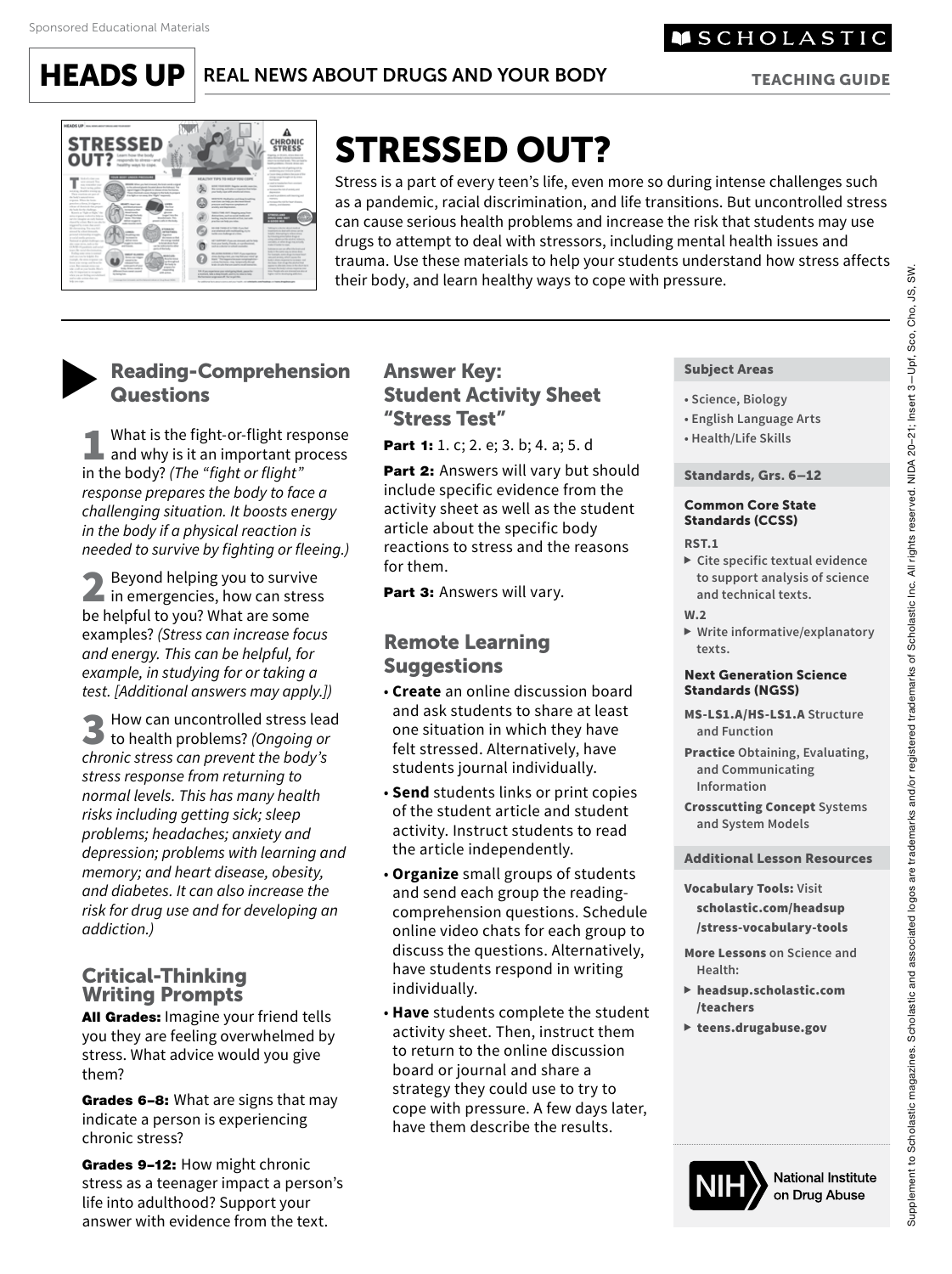Sponsored Educational Materials

SCHOLASTIC

**HEADS UP** REAL NEWS ABOUT DRUGS AND YOUR BODY

TEACHING GUIDE

# STRESSED OUT?

Stress is a part of every teen's life, even more so during intense challenges such as a pandemic, racial discrimination, and life transitions. But uncontrolled stress can cause serious health problems and increase the risk that students may use drugs to attempt to deal with stressors, including mental health issues and trauma. Use these materials to help your students understand how stress affects their body, and learn healthy ways to cope with pressure.

## Reading-Comprehension Questions

**1** What is the fight-or-flight response and why is it an important process in the body? *(The "fight or flight" response prepares the body to face a challenging situation. It boosts energy in the body if a physical reaction is needed to survive by fighting or fleeing.)*

**2** Beyond helping you to survive in emergencies, how can stress be helpful to you? What are some examples? *(Stress can increase focus and energy. This can be helpful, for example, in studying for or taking a test. [Additional answers may apply.])*

**3** How can uncontrolled stress lead to health problems? *(Ongoing or chronic stress can prevent the body's stress response from returning to normal levels. This has many health risks including getting sick; sleep problems; headaches; anxiety and depression; problems with learning and memory; and heart disease, obesity, and diabetes. It can also increase the risk for drug use and for developing an addiction.)*

## Critical-Thinking Writing Prompts

**All Grades:** Imagine your friend tells you they are feeling overwhelmed by stress. What advice would you give them?

**Grades 6–8:** What are signs that may indicate a person is experiencing chronic stress?

**Grades 9–12:** How might chronic stress as a teenager impact a person's life into adulthood? Support your answer with evidence from the text.

## Answer Key: Student Activity Sheet "Stress Test"

**Part 1:** 1. c; 2. e; 3. b; 4. a; 5. d

**Part 2:** Answers will vary but should include specific evidence from the activity sheet as well as the student article about the specific body reactions to stress and the reasons for them.

**Part 3:** Answers will vary.

## Remote Learning Suggestions

- **Create** an online discussion board and ask students to share at least one situation in which they have felt stressed. Alternatively, have students journal individually.
- **Send** students links or print copies of the student article and student activity. Instruct students to read the article independently.
- **Organize** small groups of students and send each group the reading-comprehension questions. Schedule online video chats for each group to discuss the questions. Alternatively, have students respond in writing individually.
- **Have** students complete the student activity sheet. Then, instruct them to return to the online discussion board or journal and share a strategy they could use to try to cope with pressure. A few days later, have them describe the results.

### Subject Areas

- Science, Biology
- English Language Arts
- Health/Life Skills

### Standards, Grs. 6–12

**Common Core State Standards (CCSS)**

**RST.1**
- Cite specific textual evidence to support analysis of science and technical texts.

**W.2**
- Write informative/explanatory texts.

**Next Generation Science Standards (NGSS)**

**MS-LS1.A/HS-LS1.A** Structure and Function

**Practice** Obtaining, Evaluating, and Communicating Information

**Crosscutting Concept** Systems and System Models

### Additional Lesson Resources

**Vocabulary Tools:** Visit **scholastic.com/headsup/stress-vocabulary-tools**

**More Lessons** on Science and Health:
- **headsup.scholastic.com/teachers**
- **teens.drugabuse.gov**

NIH National Institute on Drug Abuse

Supplement to Scholastic magazines. Scholastic and associated logos are trademarks and/or registered trademarks of Scholastic Inc. All rights reserved. NIDA 20–21; Insert 3—Upf, Sco, Cho, JS, SW.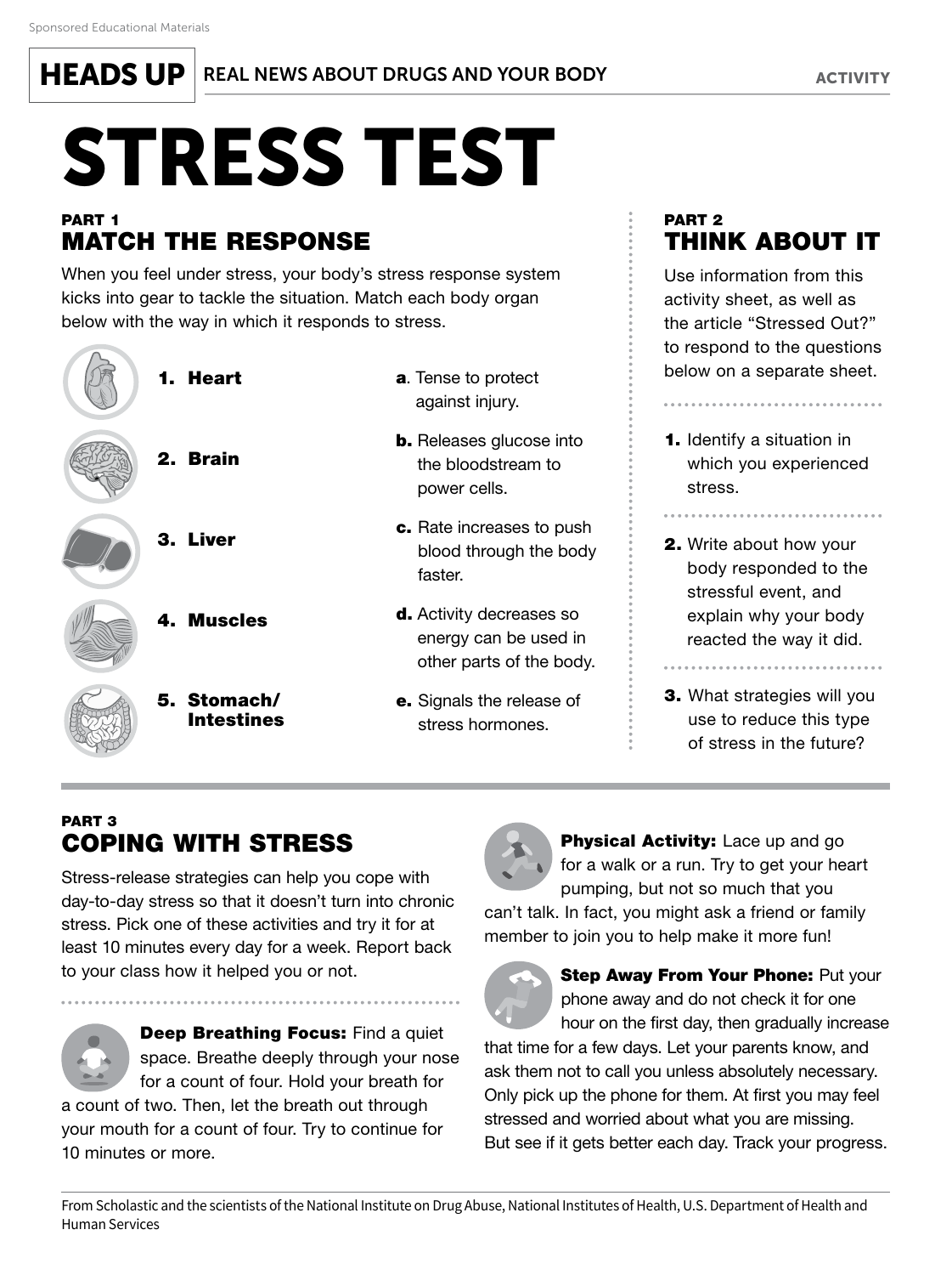Sponsored Educational Materials

**HEADS UP** REAL NEWS ABOUT DRUGS AND YOUR BODY

ACTIVITY

# STRESS TEST

## PART 1
## MATCH THE RESPONSE

When you feel under stress, your body's stress response system kicks into gear to tackle the situation. Match each body organ below with the way in which it responds to stress.

1. **Heart**
2. **Brain**
3. **Liver**
4. **Muscles**
5. **Stomach/ Intestines**

**a**. Tense to protect against injury.

**b.** Releases glucose into the bloodstream to power cells.

**c.** Rate increases to push blood through the body faster.

**d.** Activity decreases so energy can be used in other parts of the body.

**e.** Signals the release of stress hormones.

## PART 2
## THINK ABOUT IT

Use information from this activity sheet, as well as the article "Stressed Out?" to respond to the questions below on a separate sheet.

1. Identify a situation in which you experienced stress.
2. Write about how your body responded to the stressful event, and explain why your body reacted the way it did.
3. What strategies will you use to reduce this type of stress in the future?

## PART 3
## COPING WITH STRESS

Stress-release strategies can help you cope with day-to-day stress so that it doesn't turn into chronic stress. Pick one of these activities and try it for at least 10 minutes every day for a week. Report back to your class how it helped you or not.

**Deep Breathing Focus:** Find a quiet space. Breathe deeply through your nose for a count of four. Hold your breath for a count of two. Then, let the breath out through your mouth for a count of four. Try to continue for 10 minutes or more.

**Physical Activity:** Lace up and go for a walk or a run. Try to get your heart pumping, but not so much that you can't talk. In fact, you might ask a friend or family member to join you to help make it more fun!

**Step Away From Your Phone:** Put your phone away and do not check it for one hour on the first day, then gradually increase that time for a few days. Let your parents know, and ask them not to call you unless absolutely necessary. Only pick up the phone for them. At first you may feel stressed and worried about what you are missing. But see if it gets better each day. Track your progress.

From Scholastic and the scientists of the National Institute on Drug Abuse, National Institutes of Health, U.S. Department of Health and Human Services